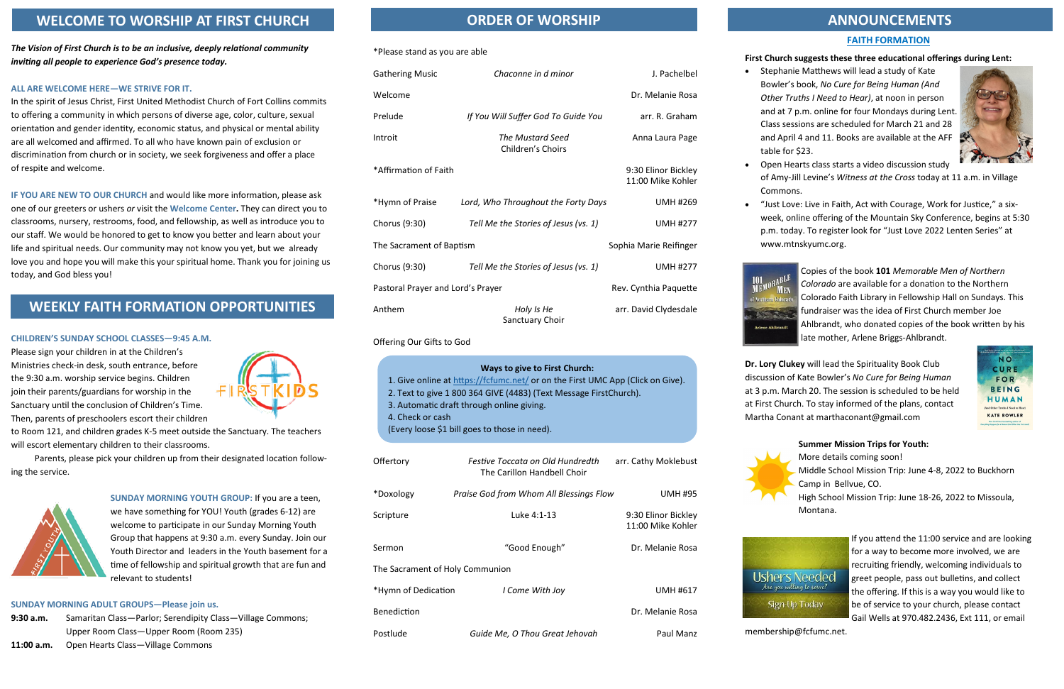## WELCOME TO WORSHIP AT FIRST CHURCH

***The Vision of First Church is to be an inclusive, deeply relational community inviting all people to experience God's presence today.***

**ALL ARE WELCOME HERE—WE STRIVE FOR IT.**

In the spirit of Jesus Christ, First United Methodist Church of Fort Collins commits to offering a community in which persons of diverse age, color, culture, sexual orientation and gender identity, economic status, and physical or mental ability are all welcomed and affirmed. To all who have known pain of exclusion or discrimination from church or in society, we seek forgiveness and offer a place of respite and welcome.

**IF YOU ARE NEW TO OUR CHURCH** and would like more information, please ask one of our greeters or ushers *or* visit the **Welcome Center.** They can direct you to classrooms, nursery, restrooms, food, and fellowship, as well as introduce you to our staff. We would be honored to get to know you better and learn about your life and spiritual needs. Our community may not know you yet, but we already love you and hope you will make this your spiritual home. Thank you for joining us today, and God bless you!

## WEEKLY FAITH FORMATION OPPORTUNITIES

**CHILDREN'S SUNDAY SCHOOL CLASSES—9:45 A.M.**

Please sign your children in at the Children's Ministries check-in desk, south entrance, before the 9:30 a.m. worship service begins. Children join their parents/guardians for worship in the Sanctuary until the conclusion of Children's Time. Then, parents of preschoolers escort their children to Room 121, and children grades K-5 meet outside the Sanctuary. The teachers will escort elementary children to their classrooms.

Parents, please pick your children up from their designated location following the service.

**SUNDAY MORNING YOUTH GROUP:** If you are a teen, we have something for YOU! Youth (grades 6-12) are welcome to participate in our Sunday Morning Youth Group that happens at 9:30 a.m. every Sunday. Join our Youth Director and leaders in the Youth basement for a time of fellowship and spiritual growth that are fun and relevant to students!

**SUNDAY MORNING ADULT GROUPS—Please join us.**

**9:30 a.m.** Samaritan Class—Parlor; Serendipity Class—Village Commons; Upper Room Class—Upper Room (Room 235)

**11:00 a.m.** Open Hearts Class—Village Commons

## ORDER OF WORSHIP

*Please stand as you are able

| | | |
|---|---|---|
| Gathering Music | *Chaconne in d minor* | J. Pachelbel |
| Welcome | | Dr. Melanie Rosa |
| Prelude | *If You Will Suffer God To Guide You* | arr. R. Graham |
| Introit | *The Mustard Seed* Children's Choirs | Anna Laura Page |
| *Affirmation of Faith | | 9:30 Elinor Bickley 11:00 Mike Kohler |
| *Hymn of Praise | *Lord, Who Throughout the Forty Days* | UMH #269 |
| Chorus (9:30) | *Tell Me the Stories of Jesus (vs. 1)* | UMH #277 |
| The Sacrament of Baptism | | Sophia Marie Reifinger |
| Chorus (9:30) | *Tell Me the Stories of Jesus (vs. 1)* | UMH #277 |
| Pastoral Prayer and Lord's Prayer | | Rev. Cynthia Paquette |
| Anthem | *Holy Is He* Sanctuary Choir | arr. David Clydesdale |
| Offering Our Gifts to God | | |

**Ways to give to First Church:**

1. Give online at https://fcfumc.net/ or on the First UMC App (Click on Give).
2. Text to give 1 800 364 GIVE (4483) (Text Message FirstChurch).
3. Automatic draft through online giving.
4. Check or cash

(Every loose $1 bill goes to those in need).

| | | |
|---|---|---|
| Offertory | *Festive Toccata on Old Hundredth* The Carillon Handbell Choir | arr. Cathy Moklebust |
| *Doxology | *Praise God from Whom All Blessings Flow* | UMH #95 |
| Scripture | Luke 4:1-13 | 9:30 Elinor Bickley 11:00 Mike Kohler |
| Sermon | "Good Enough" | Dr. Melanie Rosa |
| The Sacrament of Holy Communion | | |
| *Hymn of Dedication | *I Come With Joy* | UMH #617 |
| Benediction | | Dr. Melanie Rosa |
| Postlude | *Guide Me, O Thou Great Jehovah* | Paul Manz |

## ANNOUNCEMENTS

### FAITH FORMATION

**First Church suggests these three educational offerings during Lent:**

- Stephanie Matthews will lead a study of Kate Bowler's book, *No Cure for Being Human (And Other Truths I Need to Hear)*, at noon in person and at 7 p.m. online for four Mondays during Lent. Class sessions are scheduled for March 21 and 28 and April 4 and 11. Books are available at the AFF table for $23.
- Open Hearts class starts a video discussion study of Amy-Jill Levine's *Witness at the Cross* today at 11 a.m. in Village Commons.
- "Just Love: Live in Faith, Act with Courage, Work for Justice," a six-week, online offering of the Mountain Sky Conference, begins at 5:30 p.m. today. To register look for "Just Love 2022 Lenten Series" at www.mtnskyumc.org.

Copies of the book **101** *Memorable Men of Northern Colorado* are available for a donation to the Northern Colorado Faith Library in Fellowship Hall on Sundays. This fundraiser was the idea of First Church member Joe Ahlbrandt, who donated copies of the book written by his late mother, Arlene Briggs-Ahlbrandt.

**Dr. Lory Clukey** will lead the Spirituality Book Club discussion of Kate Bowler's *No Cure for Being Human* at 3 p.m. March 20. The session is scheduled to be held at First Church. To stay informed of the plans, contact Martha Conant at marthaconant@gmail.com

**Summer Mission Trips for Youth:**

More details coming soon!

Middle School Mission Trip: June 4-8, 2022 to Buckhorn Camp in Bellvue, CO.

High School Mission Trip: June 18-26, 2022 to Missoula, Montana.

If you attend the 11:00 service and are looking for a way to become more involved, we are recruiting friendly, welcoming individuals to greet people, pass out bulletins, and collect the offering. If this is a way you would like to be of service to your church, please contact Gail Wells at 970.482.2436, Ext 111, or email membership@fcfumc.net.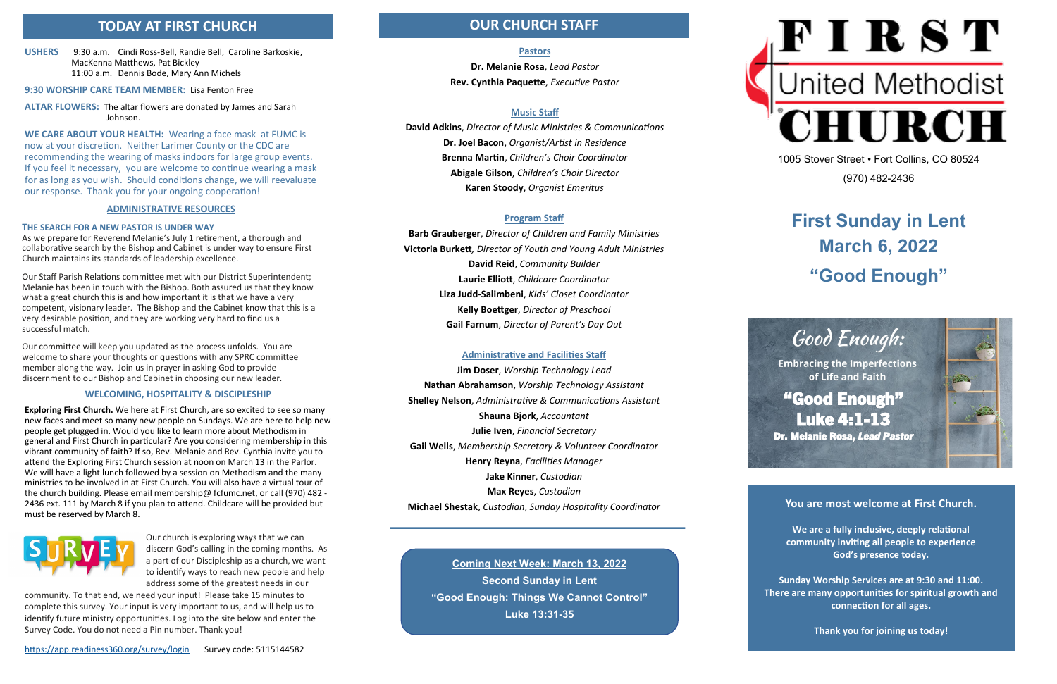## TODAY AT FIRST CHURCH

**USHERS** 9:30 a.m. Cindi Ross-Bell, Randie Bell, Caroline Barkoskie, MacKenna Matthews, Pat Bickley
11:00 a.m. Dennis Bode, Mary Ann Michels

**9:30 WORSHIP CARE TEAM MEMBER:** Lisa Fenton Free

**ALTAR FLOWERS:** The altar flowers are donated by James and Sarah Johnson.

**WE CARE ABOUT YOUR HEALTH:** Wearing a face mask at FUMC is now at your discretion. Neither Larimer County or the CDC are recommending the wearing of masks indoors for large group events. If you feel it necessary, you are welcome to continue wearing a mask for as long as you wish. Should conditions change, we will reevaluate our response. Thank you for your ongoing cooperation!

### ADMINISTRATIVE RESOURCES

**THE SEARCH FOR A NEW PASTOR IS UNDER WAY**

As we prepare for Reverend Melanie's July 1 retirement, a thorough and collaborative search by the Bishop and Cabinet is under way to ensure First Church maintains its standards of leadership excellence.

Our Staff Parish Relations committee met with our District Superintendent; Melanie has been in touch with the Bishop. Both assured us that they know what a great church this is and how important it is that we have a very competent, visionary leader. The Bishop and the Cabinet know that this is a very desirable position, and they are working very hard to find us a successful match.

Our committee will keep you updated as the process unfolds. You are welcome to share your thoughts or questions with any SPRC committee member along the way. Join us in prayer in asking God to provide discernment to our Bishop and Cabinet in choosing our new leader.

### WELCOMING, HOSPITALITY & DISCIPLESHIP

**Exploring First Church.** We here at First Church, are so excited to see so many new faces and meet so many new people on Sundays. We are here to help new people get plugged in. Would you like to learn more about Methodism in general and First Church in particular? Are you considering membership in this vibrant community of faith? If so, Rev. Melanie and Rev. Cynthia invite you to attend the Exploring First Church session at noon on March 13 in the Parlor. We will have a light lunch followed by a session on Methodism and the many ministries to be involved in at First Church. You will also have a virtual tour of the church building. Please email membership@ fcfumc.net, or call (970) 482 - 2436 ext. 111 by March 8 if you plan to attend. Childcare will be provided but must be reserved by March 8.

SURVEY

Our church is exploring ways that we can discern God's calling in the coming months. As a part of our Discipleship as a church, we want to identify ways to reach new people and help address some of the greatest needs in our community. To that end, we need your input! Please take 15 minutes to complete this survey. Your input is very important to us, and will help us to identify future ministry opportunities. Log into the site below and enter the Survey Code. You do not need a Pin number. Thank you!

https://app.readiness360.org/survey/login Survey code: 5115144582

## OUR CHURCH STAFF

**Pastors**

**Dr. Melanie Rosa**, *Lead Pastor*
**Rev. Cynthia Paquette**, *Executive Pastor*

**Music Staff**

**David Adkins**, *Director of Music Ministries & Communications*
**Dr. Joel Bacon**, *Organist/Artist in Residence*
**Brenna Martin**, *Children's Choir Coordinator*
**Abigale Gilson**, *Children's Choir Director*
**Karen Stoody**, *Organist Emeritus*

**Program Staff**

**Barb Grauberger**, *Director of Children and Family Ministries*
**Victoria Burkett**, *Director of Youth and Young Adult Ministries*
**David Reid**, *Community Builder*
**Laurie Elliott**, *Childcare Coordinator*
**Liza Judd-Salimbeni**, *Kids' Closet Coordinator*
**Kelly Boettger**, *Director of Preschool*
**Gail Farnum**, *Director of Parent's Day Out*

**Administrative and Facilities Staff**

**Jim Doser**, *Worship Technology Lead*
**Nathan Abrahamson**, *Worship Technology Assistant*
**Shelley Nelson**, *Administrative & Communications Assistant*
**Shauna Bjork**, *Accountant*
**Julie Iven**, *Financial Secretary*
**Gail Wells**, *Membership Secretary & Volunteer Coordinator*
**Henry Reyna**, *Facilities Manager*
**Jake Kinner**, *Custodian*
**Max Reyes**, *Custodian*
**Michael Shestak**, *Custodian, Sunday Hospitality Coordinator*

**Coming Next Week: March 13, 2022**
**Second Sunday in Lent**
**"Good Enough: Things We Cannot Control"**
**Luke 13:31-35**

# FIRST United Methodist CHURCH

1005 Stover Street • Fort Collins, CO 80524
(970) 482-2436

## First Sunday in Lent
## March 6, 2022
## "Good Enough"

*Good Enough:*
**Embracing the Imperfections of Life and Faith**
**"Good Enough"**
**Luke 4:1-13**
**Dr. Melanie Rosa, *Lead Pastor***

**You are most welcome at First Church.**

**We are a fully inclusive, deeply relational community inviting all people to experience God's presence today.**

**Sunday Worship Services are at 9:30 and 11:00. There are many opportunities for spiritual growth and connection for all ages.**

**Thank you for joining us today!**